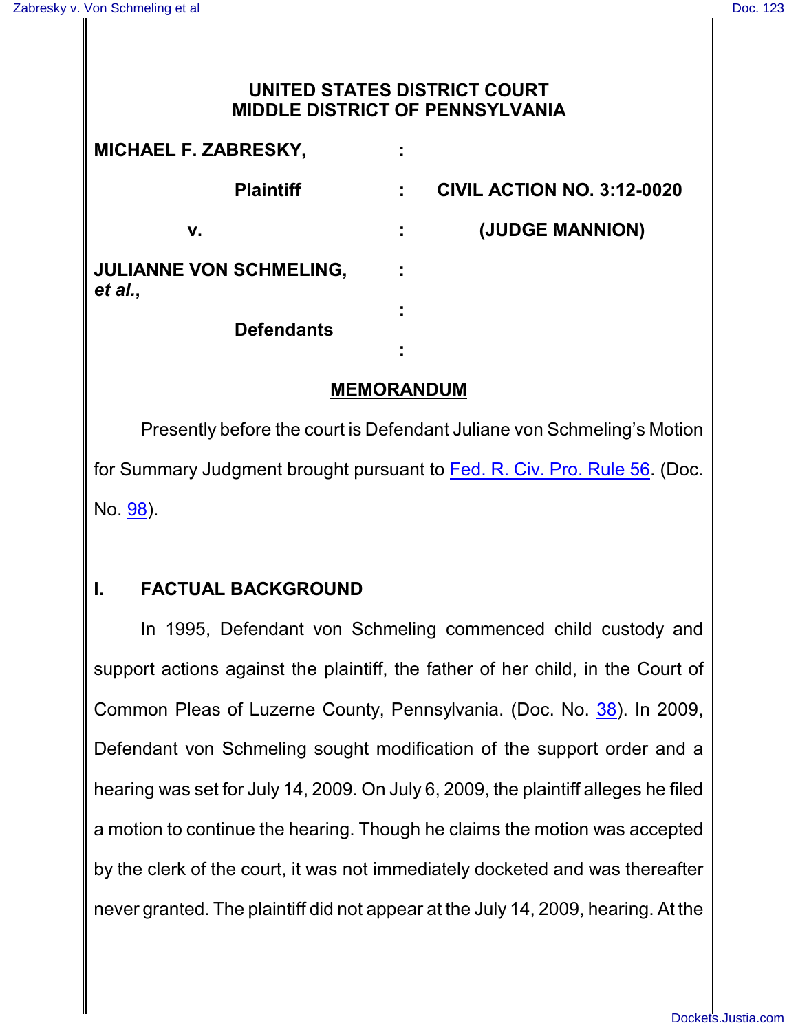# UNITED STATES DISTRICT COURT
# MIDDLE DISTRICT OF PENNSYLVANIA

| | | |
|---|---|---|
| **MICHAEL F. ZABRESKY,** | : | |
| **Plaintiff** | : | **CIVIL ACTION NO. 3:12-0020** |
| **v.** | : | **(JUDGE MANNION)** |
| **JULIANNE VON SCHMELING, *et al.*,** | : | |
| | : | |
| **Defendants** | : | |

## MEMORANDUM

Presently before the court is Defendant Juliane von Schmeling's Motion for Summary Judgment brought pursuant to Fed. R. Civ. Pro. Rule 56. (Doc. No. 98).

## I. FACTUAL BACKGROUND

In 1995, Defendant von Schmeling commenced child custody and support actions against the plaintiff, the father of her child, in the Court of Common Pleas of Luzerne County, Pennsylvania. (Doc. No. 38). In 2009, Defendant von Schmeling sought modification of the support order and a hearing was set for July 14, 2009. On July 6, 2009, the plaintiff alleges he filed a motion to continue the hearing. Though he claims the motion was accepted by the clerk of the court, it was not immediately docketed and was thereafter never granted. The plaintiff did not appear at the July 14, 2009, hearing. At the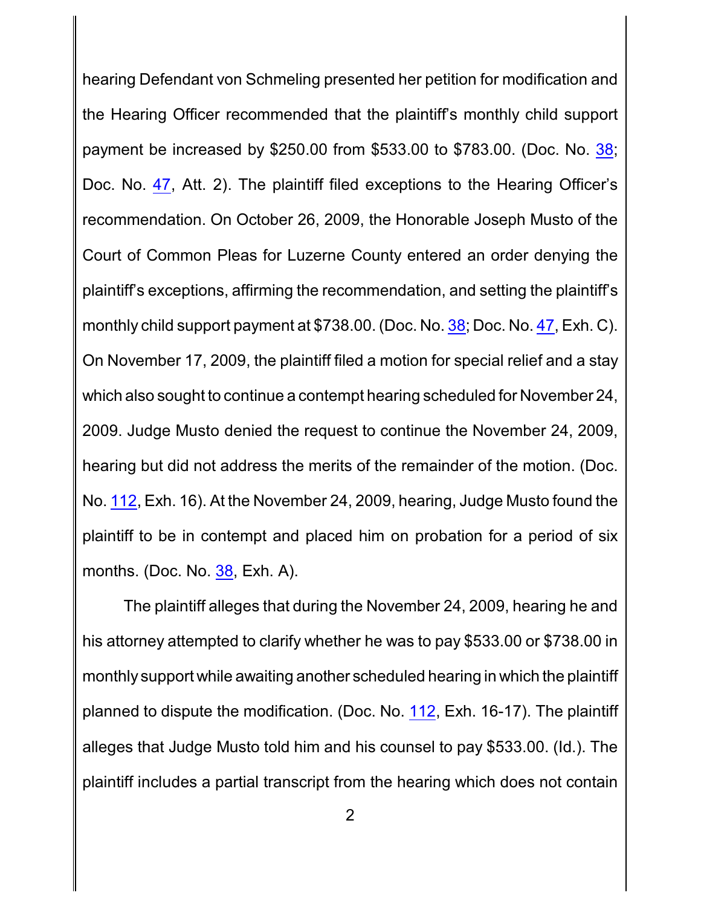hearing Defendant von Schmeling presented her petition for modification and the Hearing Officer recommended that the plaintiff's monthly child support payment be increased by $250.00 from $533.00 to $783.00. (Doc. No. 38; Doc. No. 47, Att. 2). The plaintiff filed exceptions to the Hearing Officer's recommendation. On October 26, 2009, the Honorable Joseph Musto of the Court of Common Pleas for Luzerne County entered an order denying the plaintiff's exceptions, affirming the recommendation, and setting the plaintiff's monthly child support payment at $738.00. (Doc. No. 38; Doc. No. 47, Exh. C). On November 17, 2009, the plaintiff filed a motion for special relief and a stay which also sought to continue a contempt hearing scheduled for November 24, 2009. Judge Musto denied the request to continue the November 24, 2009, hearing but did not address the merits of the remainder of the motion. (Doc. No. 112, Exh. 16). At the November 24, 2009, hearing, Judge Musto found the plaintiff to be in contempt and placed him on probation for a period of six months. (Doc. No. 38, Exh. A).

The plaintiff alleges that during the November 24, 2009, hearing he and his attorney attempted to clarify whether he was to pay $533.00 or $738.00 in monthly support while awaiting another scheduled hearing in which the plaintiff planned to dispute the modification. (Doc. No. 112, Exh. 16-17). The plaintiff alleges that Judge Musto told him and his counsel to pay $533.00. (Id.). The plaintiff includes a partial transcript from the hearing which does not contain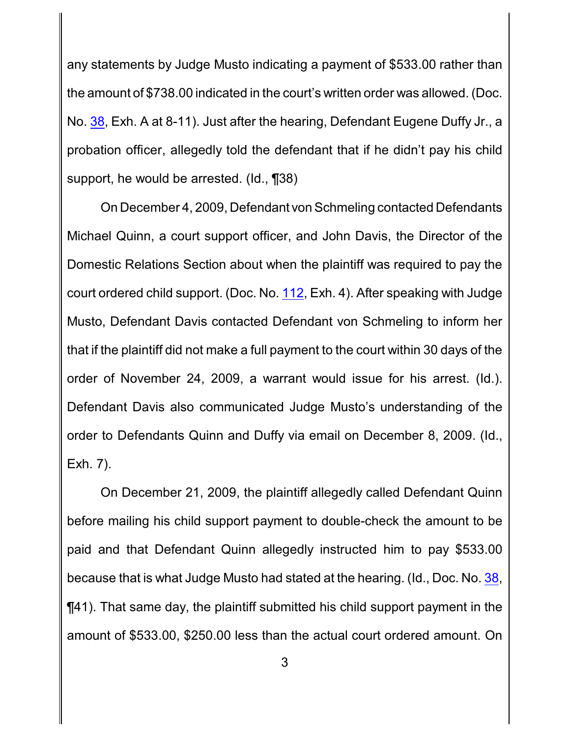any statements by Judge Musto indicating a payment of $533.00 rather than the amount of $738.00 indicated in the court's written order was allowed. (Doc. No. 38, Exh. A at 8-11). Just after the hearing, Defendant Eugene Duffy Jr., a probation officer, allegedly told the defendant that if he didn't pay his child support, he would be arrested. (Id., ¶38)

On December 4, 2009, Defendant von Schmeling contacted Defendants Michael Quinn, a court support officer, and John Davis, the Director of the Domestic Relations Section about when the plaintiff was required to pay the court ordered child support. (Doc. No. 112, Exh. 4). After speaking with Judge Musto, Defendant Davis contacted Defendant von Schmeling to inform her that if the plaintiff did not make a full payment to the court within 30 days of the order of November 24, 2009, a warrant would issue for his arrest. (Id.). Defendant Davis also communicated Judge Musto's understanding of the order to Defendants Quinn and Duffy via email on December 8, 2009. (Id., Exh. 7).

On December 21, 2009, the plaintiff allegedly called Defendant Quinn before mailing his child support payment to double-check the amount to be paid and that Defendant Quinn allegedly instructed him to pay $533.00 because that is what Judge Musto had stated at the hearing. (Id., Doc. No. 38, ¶41). That same day, the plaintiff submitted his child support payment in the amount of $533.00, $250.00 less than the actual court ordered amount. On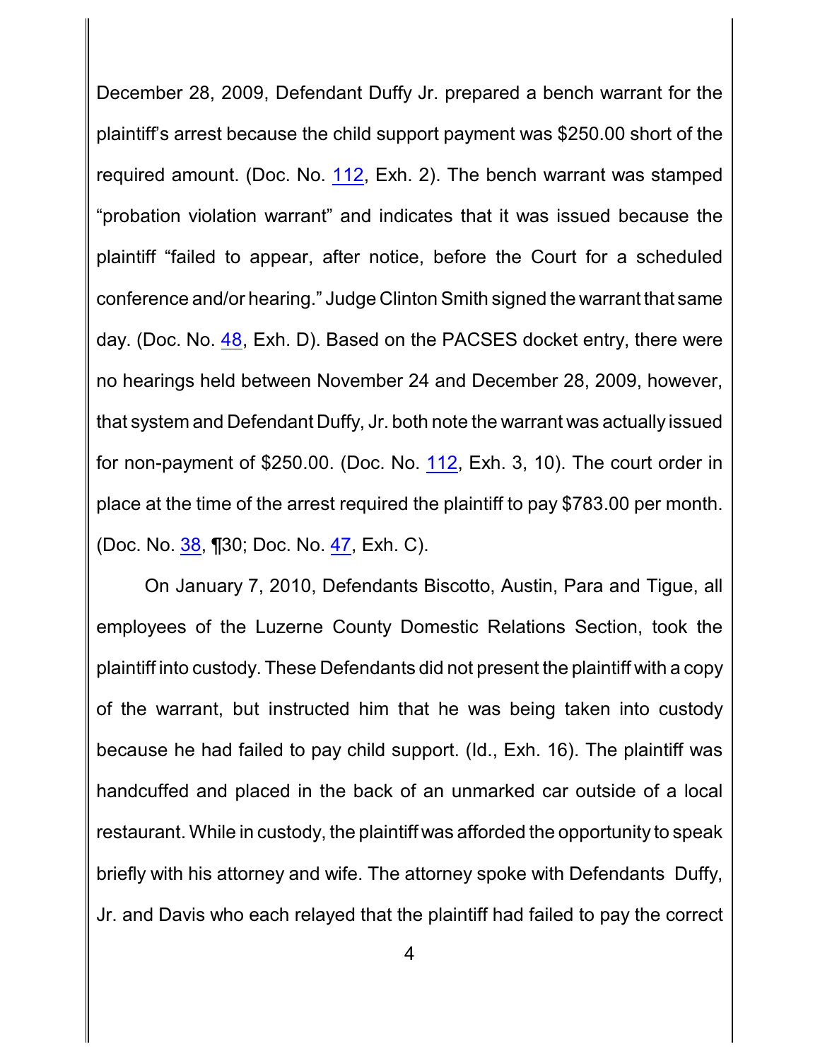December 28, 2009, Defendant Duffy Jr. prepared a bench warrant for the plaintiff's arrest because the child support payment was $250.00 short of the required amount. (Doc. No. 112, Exh. 2). The bench warrant was stamped "probation violation warrant" and indicates that it was issued because the plaintiff "failed to appear, after notice, before the Court for a scheduled conference and/or hearing." Judge Clinton Smith signed the warrant that same day. (Doc. No. 48, Exh. D). Based on the PACSES docket entry, there were no hearings held between November 24 and December 28, 2009, however, that system and Defendant Duffy, Jr. both note the warrant was actually issued for non-payment of $250.00. (Doc. No. 112, Exh. 3, 10). The court order in place at the time of the arrest required the plaintiff to pay $783.00 per month. (Doc. No. 38, ¶30; Doc. No. 47, Exh. C).

On January 7, 2010, Defendants Biscotto, Austin, Para and Tigue, all employees of the Luzerne County Domestic Relations Section, took the plaintiff into custody. These Defendants did not present the plaintiff with a copy of the warrant, but instructed him that he was being taken into custody because he had failed to pay child support. (Id., Exh. 16). The plaintiff was handcuffed and placed in the back of an unmarked car outside of a local restaurant. While in custody, the plaintiff was afforded the opportunity to speak briefly with his attorney and wife. The attorney spoke with Defendants Duffy, Jr. and Davis who each relayed that the plaintiff had failed to pay the correct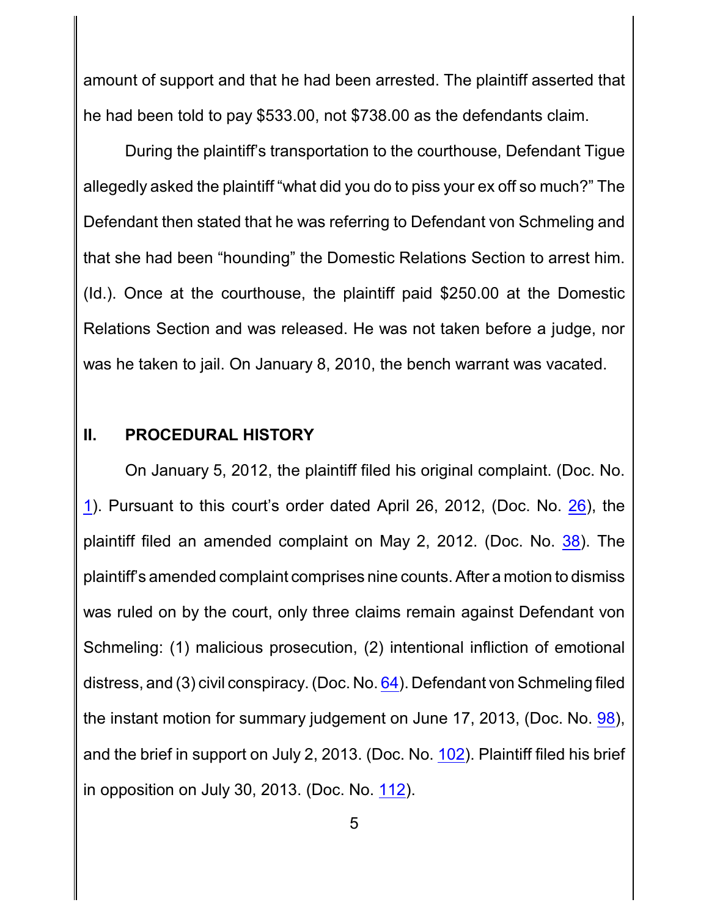amount of support and that he had been arrested. The plaintiff asserted that he had been told to pay $533.00, not $738.00 as the defendants claim.

During the plaintiff's transportation to the courthouse, Defendant Tigue allegedly asked the plaintiff "what did you do to piss your ex off so much?" The Defendant then stated that he was referring to Defendant von Schmeling and that she had been "hounding" the Domestic Relations Section to arrest him. (Id.). Once at the courthouse, the plaintiff paid $250.00 at the Domestic Relations Section and was released. He was not taken before a judge, nor was he taken to jail. On January 8, 2010, the bench warrant was vacated.

## II. PROCEDURAL HISTORY

On January 5, 2012, the plaintiff filed his original complaint. (Doc. No. 1). Pursuant to this court's order dated April 26, 2012, (Doc. No. 26), the plaintiff filed an amended complaint on May 2, 2012. (Doc. No. 38). The plaintiff's amended complaint comprises nine counts. After a motion to dismiss was ruled on by the court, only three claims remain against Defendant von Schmeling: (1) malicious prosecution, (2) intentional infliction of emotional distress, and (3) civil conspiracy. (Doc. No. 64). Defendant von Schmeling filed the instant motion for summary judgement on June 17, 2013, (Doc. No. 98), and the brief in support on July 2, 2013. (Doc. No. 102). Plaintiff filed his brief in opposition on July 30, 2013. (Doc. No. 112).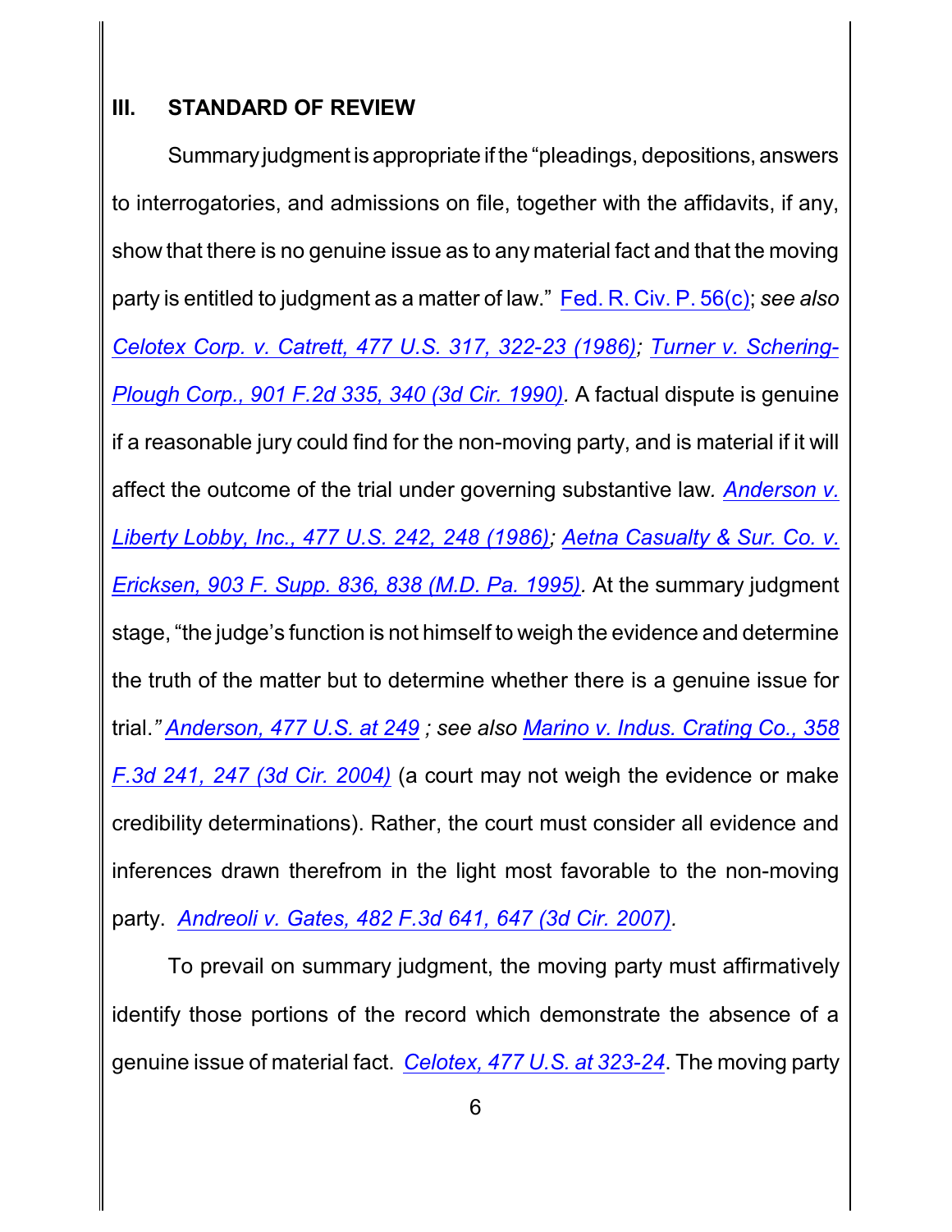## III. STANDARD OF REVIEW

Summary judgment is appropriate if the "pleadings, depositions, answers to interrogatories, and admissions on file, together with the affidavits, if any, show that there is no genuine issue as to any material fact and that the moving party is entitled to judgment as a matter of law." Fed. R. Civ. P. 56(c); *see also* *Celotex Corp. v. Catrett, 477 U.S. 317, 322-23 (1986)*; *Turner v. Schering-Plough Corp., 901 F.2d 335, 340 (3d Cir. 1990)*. A factual dispute is genuine if a reasonable jury could find for the non-moving party, and is material if it will affect the outcome of the trial under governing substantive law. *Anderson v. Liberty Lobby, Inc., 477 U.S. 242, 248 (1986)*; *Aetna Casualty & Sur. Co. v. Ericksen, 903 F. Supp. 836, 838 (M.D. Pa. 1995)*. At the summary judgment stage, "the judge's function is not himself to weigh the evidence and determine the truth of the matter but to determine whether there is a genuine issue for trial." *Anderson, 477 U.S. at 249* ; *see also* Marino v. Indus. Crating Co., 358 F.3d 241, 247 (3d Cir. 2004) (a court may not weigh the evidence or make credibility determinations). Rather, the court must consider all evidence and inferences drawn therefrom in the light most favorable to the non-moving party. *Andreoli v. Gates, 482 F.3d 641, 647 (3d Cir. 2007)*.

To prevail on summary judgment, the moving party must affirmatively identify those portions of the record which demonstrate the absence of a genuine issue of material fact. *Celotex, 477 U.S. at 323-24*. The moving party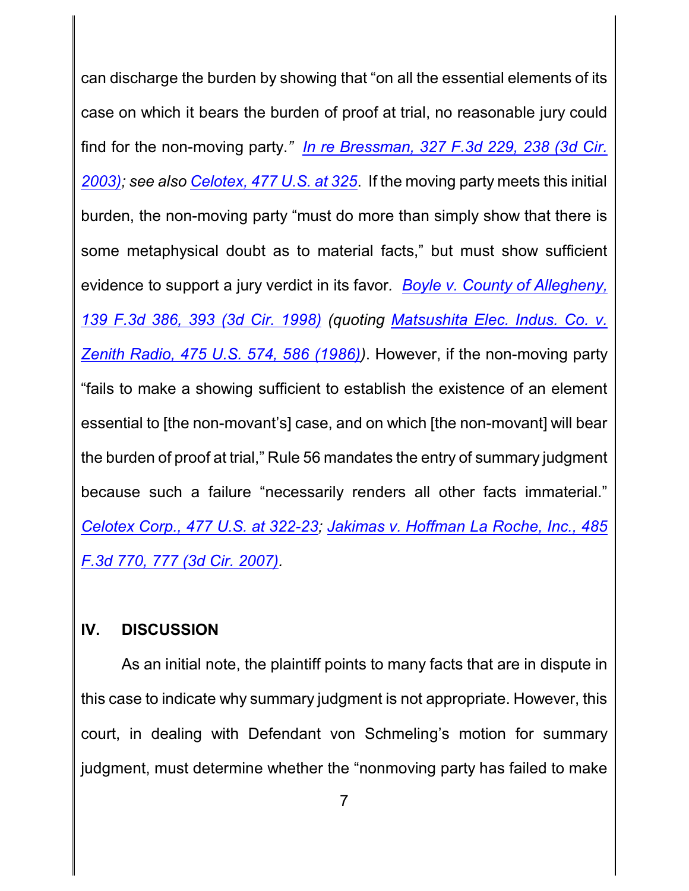can discharge the burden by showing that "on all the essential elements of its case on which it bears the burden of proof at trial, no reasonable jury could find for the non-moving party*." In re Bressman, 327 F.3d 229, 238 (3d Cir. 2003); see also* Celotex, 477 U.S. at 325. If the moving party meets this initial burden, the non-moving party "must do more than simply show that there is some metaphysical doubt as to material facts," but must show sufficient evidence to support a jury verdict in its favor*. Boyle v. County of Allegheny, 139 F.3d 386, 393 (3d Cir. 1998) (quoting Matsushita Elec. Indus. Co. v. Zenith Radio, 475 U.S. 574, 586 (1986))*. However, if the non-moving party "fails to make a showing sufficient to establish the existence of an element essential to [the non-movant's] case, and on which [the non-movant] will bear the burden of proof at trial," Rule 56 mandates the entry of summary judgment because such a failure "necessarily renders all other facts immaterial." *Celotex Corp., 477 U.S. at 322-23; Jakimas v. Hoffman La Roche, Inc., 485 F.3d 770, 777 (3d Cir. 2007).*

## IV. DISCUSSION

As an initial note, the plaintiff points to many facts that are in dispute in this case to indicate why summary judgment is not appropriate. However, this court, in dealing with Defendant von Schmeling's motion for summary judgment, must determine whether the "nonmoving party has failed to make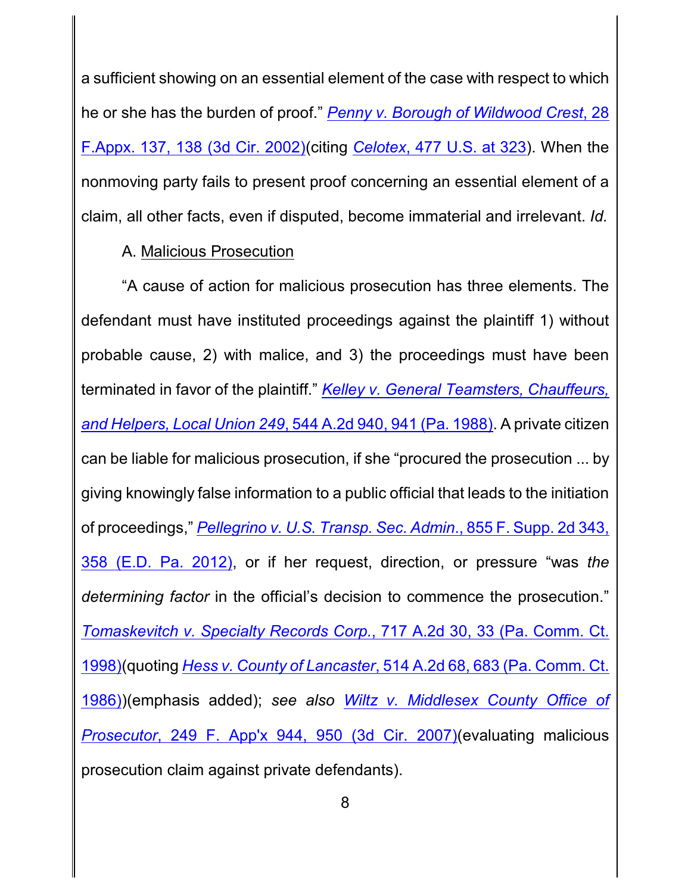a sufficient showing on an essential element of the case with respect to which he or she has the burden of proof." *Penny v. Borough of Wildwood Crest*, 28 F.Appx. 137, 138 (3d Cir. 2002)(citing *Celotex*, 477 U.S. at 323). When the nonmoving party fails to present proof concerning an essential element of a claim, all other facts, even if disputed, become immaterial and irrelevant. *Id.*

A. Malicious Prosecution

"A cause of action for malicious prosecution has three elements. The defendant must have instituted proceedings against the plaintiff 1) without probable cause, 2) with malice, and 3) the proceedings must have been terminated in favor of the plaintiff." *Kelley v. General Teamsters, Chauffeurs, and Helpers, Local Union 249*, 544 A.2d 940, 941 (Pa. 1988). A private citizen can be liable for malicious prosecution, if she "procured the prosecution ... by giving knowingly false information to a public official that leads to the initiation of proceedings," *Pellegrino v. U.S. Transp. Sec. Admin.*, 855 F. Supp. 2d 343, 358 (E.D. Pa. 2012), or if her request, direction, or pressure "was *the determining factor* in the official's decision to commence the prosecution." *Tomaskevitch v. Specialty Records Corp.*, 717 A.2d 30, 33 (Pa. Comm. Ct. 1998)(quoting *Hess v. County of Lancaster*, 514 A.2d 68, 683 (Pa. Comm. Ct. 1986))(emphasis added); *see also* *Wiltz v. Middlesex County Office of Prosecutor*, 249 F. App'x 944, 950 (3d Cir. 2007)(evaluating malicious prosecution claim against private defendants).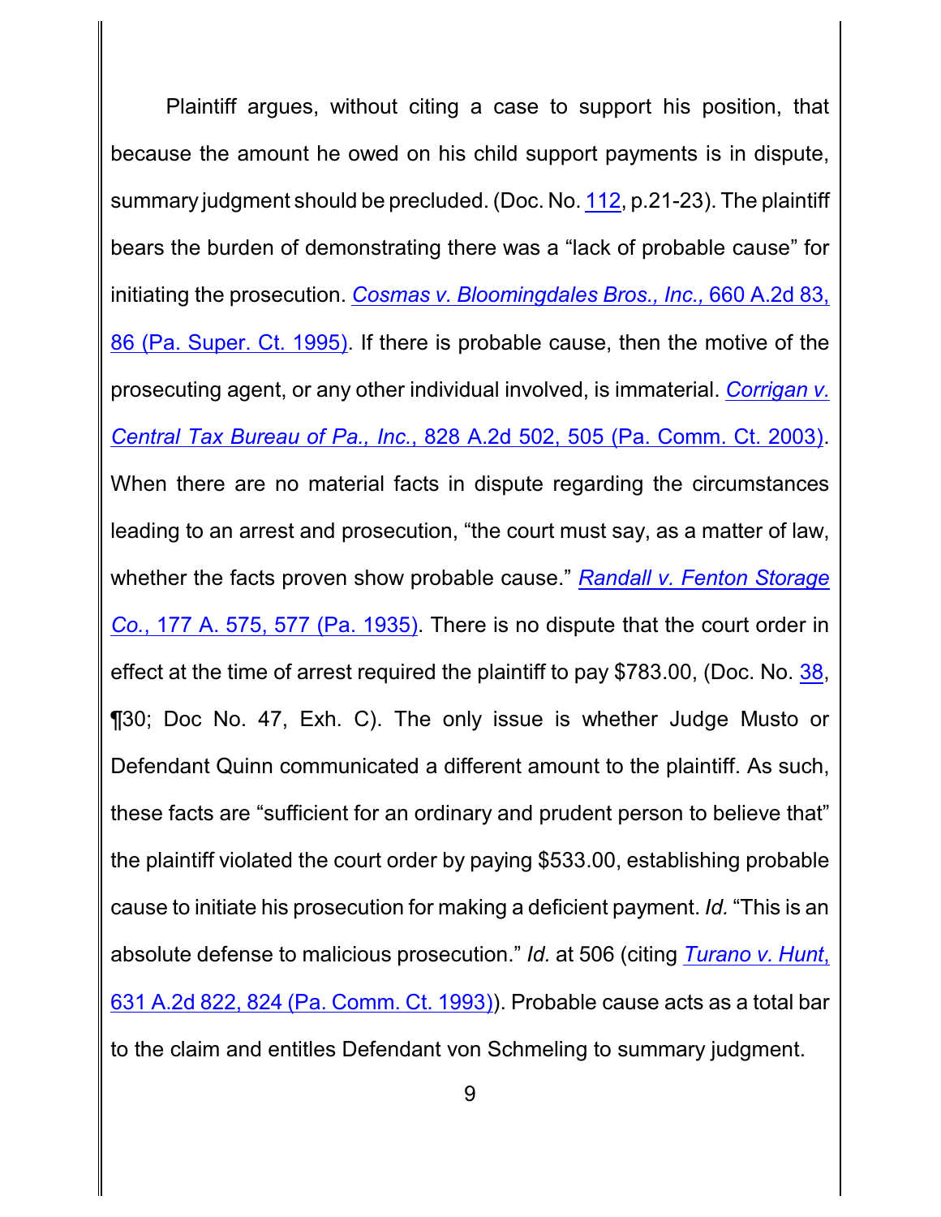Plaintiff argues, without citing a case to support his position, that because the amount he owed on his child support payments is in dispute, summary judgment should be precluded. (Doc. No. 112, p.21-23). The plaintiff bears the burden of demonstrating there was a "lack of probable cause" for initiating the prosecution. *Cosmas v. Bloomingdales Bros., Inc.,* 660 A.2d 83, 86 (Pa. Super. Ct. 1995). If there is probable cause, then the motive of the prosecuting agent, or any other individual involved, is immaterial. *Corrigan v. Central Tax Bureau of Pa., Inc.*, 828 A.2d 502, 505 (Pa. Comm. Ct. 2003). When there are no material facts in dispute regarding the circumstances leading to an arrest and prosecution, "the court must say, as a matter of law, whether the facts proven show probable cause." *Randall v. Fenton Storage Co.*, 177 A. 575, 577 (Pa. 1935). There is no dispute that the court order in effect at the time of arrest required the plaintiff to pay $783.00, (Doc. No. 38, ¶30; Doc No. 47, Exh. C). The only issue is whether Judge Musto or Defendant Quinn communicated a different amount to the plaintiff. As such, these facts are "sufficient for an ordinary and prudent person to believe that" the plaintiff violated the court order by paying $533.00, establishing probable cause to initiate his prosecution for making a deficient payment. *Id.* "This is an absolute defense to malicious prosecution." *Id.* at 506 (citing *Turano v. Hunt,* 631 A.2d 822, 824 (Pa. Comm. Ct. 1993)). Probable cause acts as a total bar to the claim and entitles Defendant von Schmeling to summary judgment.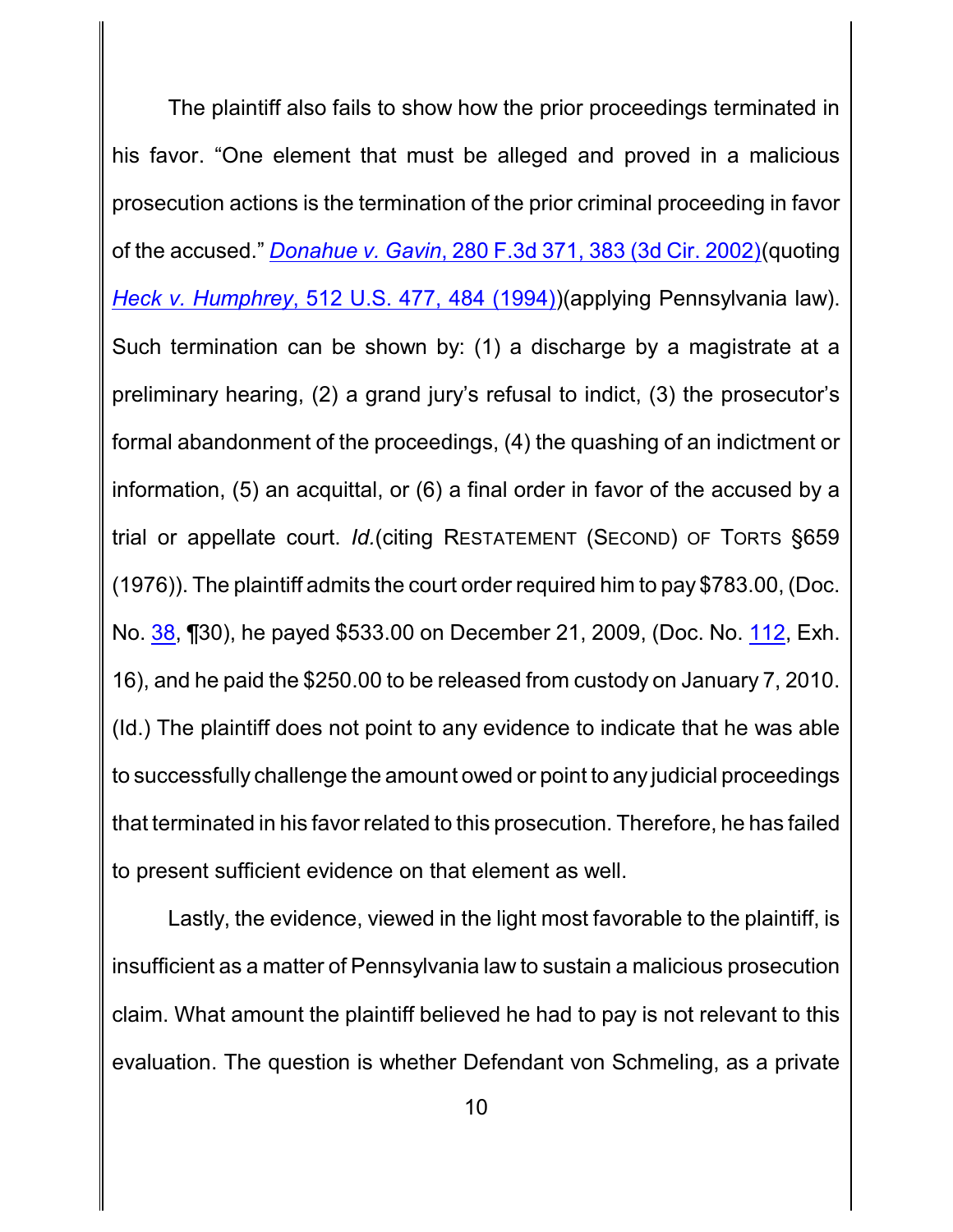The plaintiff also fails to show how the prior proceedings terminated in his favor. "One element that must be alleged and proved in a malicious prosecution actions is the termination of the prior criminal proceeding in favor of the accused." *Donahue v. Gavin*, 280 F.3d 371, 383 (3d Cir. 2002)(quoting *Heck v. Humphrey*, 512 U.S. 477, 484 (1994))(applying Pennsylvania law). Such termination can be shown by: (1) a discharge by a magistrate at a preliminary hearing, (2) a grand jury's refusal to indict, (3) the prosecutor's formal abandonment of the proceedings, (4) the quashing of an indictment or information, (5) an acquittal, or (6) a final order in favor of the accused by a trial or appellate court. *Id.*(citing RESTATEMENT (SECOND) OF TORTS §659 (1976)). The plaintiff admits the court order required him to pay $783.00, (Doc. No. 38, ¶30), he payed $533.00 on December 21, 2009, (Doc. No. 112, Exh. 16), and he paid the $250.00 to be released from custody on January 7, 2010. (Id.) The plaintiff does not point to any evidence to indicate that he was able to successfully challenge the amount owed or point to any judicial proceedings that terminated in his favor related to this prosecution. Therefore, he has failed to present sufficient evidence on that element as well.

Lastly, the evidence, viewed in the light most favorable to the plaintiff, is insufficient as a matter of Pennsylvania law to sustain a malicious prosecution claim. What amount the plaintiff believed he had to pay is not relevant to this evaluation. The question is whether Defendant von Schmeling, as a private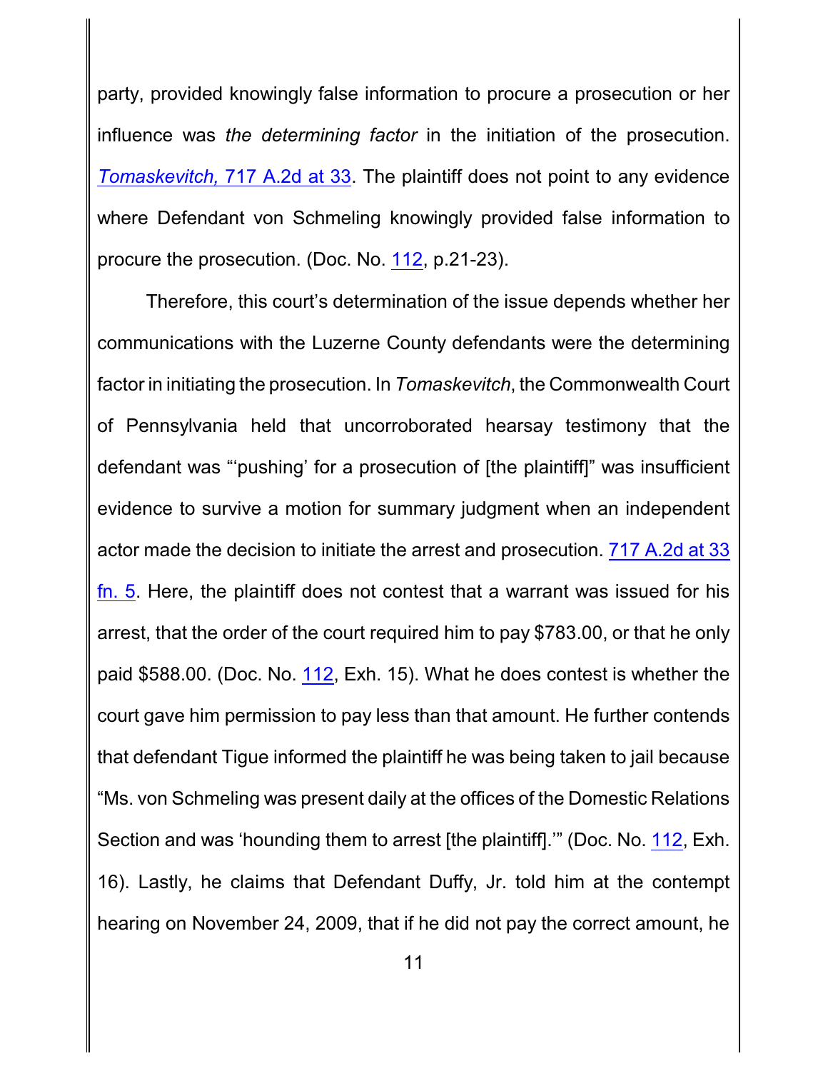party, provided knowingly false information to procure a prosecution or her influence was *the determining factor* in the initiation of the prosecution. *Tomaskevitch,* 717 A.2d at 33. The plaintiff does not point to any evidence where Defendant von Schmeling knowingly provided false information to procure the prosecution. (Doc. No. 112, p.21-23).

Therefore, this court's determination of the issue depends whether her communications with the Luzerne County defendants were the determining factor in initiating the prosecution. In *Tomaskevitch*, the Commonwealth Court of Pennsylvania held that uncorroborated hearsay testimony that the defendant was "'pushing' for a prosecution of [the plaintiff]" was insufficient evidence to survive a motion for summary judgment when an independent actor made the decision to initiate the arrest and prosecution. 717 A.2d at 33 fn. 5. Here, the plaintiff does not contest that a warrant was issued for his arrest, that the order of the court required him to pay $783.00, or that he only paid $588.00. (Doc. No. 112, Exh. 15). What he does contest is whether the court gave him permission to pay less than that amount. He further contends that defendant Tigue informed the plaintiff he was being taken to jail because "Ms. von Schmeling was present daily at the offices of the Domestic Relations Section and was 'hounding them to arrest [the plaintiff].'" (Doc. No. 112, Exh. 16). Lastly, he claims that Defendant Duffy, Jr. told him at the contempt hearing on November 24, 2009, that if he did not pay the correct amount, he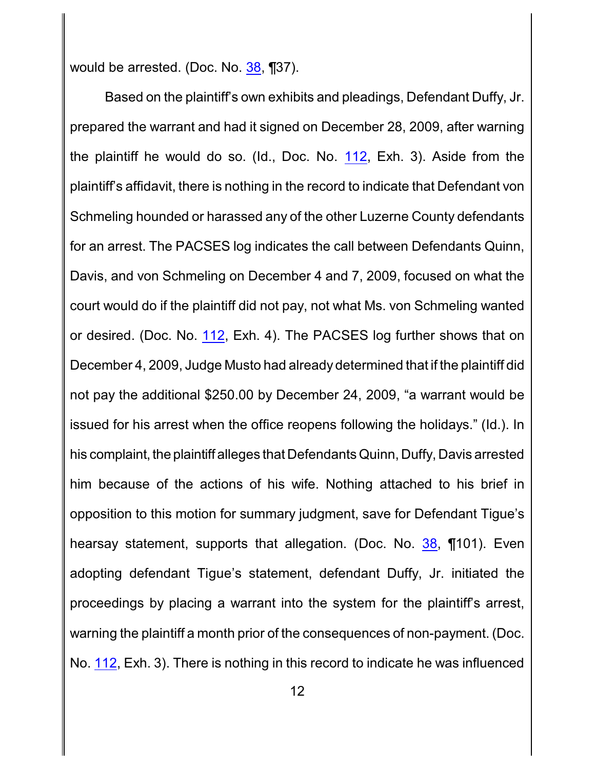would be arrested. (Doc. No. 38, ¶37).

Based on the plaintiff's own exhibits and pleadings, Defendant Duffy, Jr. prepared the warrant and had it signed on December 28, 2009, after warning the plaintiff he would do so. (Id., Doc. No. 112, Exh. 3). Aside from the plaintiff's affidavit, there is nothing in the record to indicate that Defendant von Schmeling hounded or harassed any of the other Luzerne County defendants for an arrest. The PACSES log indicates the call between Defendants Quinn, Davis, and von Schmeling on December 4 and 7, 2009, focused on what the court would do if the plaintiff did not pay, not what Ms. von Schmeling wanted or desired. (Doc. No. 112, Exh. 4). The PACSES log further shows that on December 4, 2009, Judge Musto had already determined that if the plaintiff did not pay the additional $250.00 by December 24, 2009, "a warrant would be issued for his arrest when the office reopens following the holidays." (Id.). In his complaint, the plaintiff alleges that Defendants Quinn, Duffy, Davis arrested him because of the actions of his wife. Nothing attached to his brief in opposition to this motion for summary judgment, save for Defendant Tigue's hearsay statement, supports that allegation. (Doc. No. 38, ¶101). Even adopting defendant Tigue's statement, defendant Duffy, Jr. initiated the proceedings by placing a warrant into the system for the plaintiff's arrest, warning the plaintiff a month prior of the consequences of non-payment. (Doc. No. 112, Exh. 3). There is nothing in this record to indicate he was influenced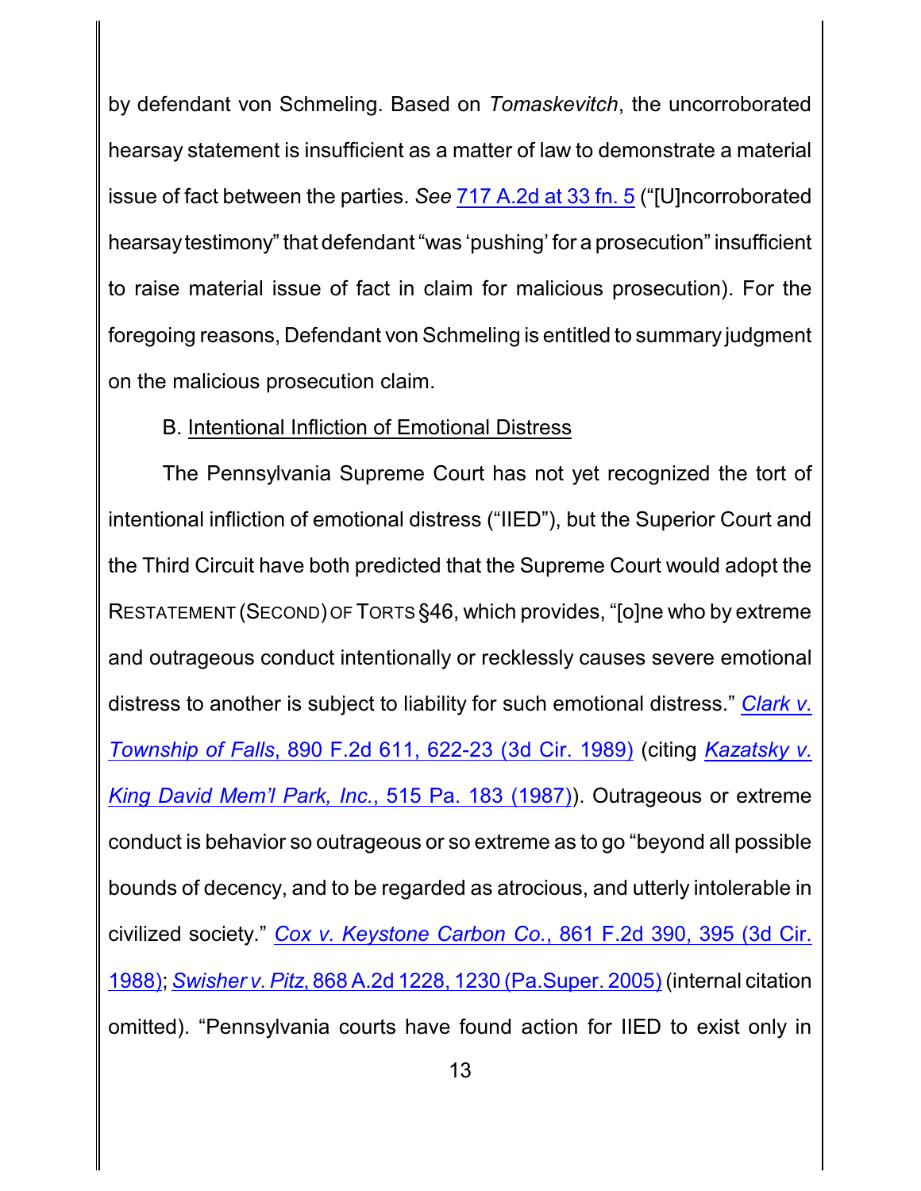by defendant von Schmeling. Based on *Tomaskevitch*, the uncorroborated hearsay statement is insufficient as a matter of law to demonstrate a material issue of fact between the parties. *See* 717 A.2d at 33 fn. 5 ("[U]ncorroborated hearsay testimony" that defendant "was 'pushing' for a prosecution" insufficient to raise material issue of fact in claim for malicious prosecution). For the foregoing reasons, Defendant von Schmeling is entitled to summary judgment on the malicious prosecution claim.

B. Intentional Infliction of Emotional Distress

The Pennsylvania Supreme Court has not yet recognized the tort of intentional infliction of emotional distress ("IIED"), but the Superior Court and the Third Circuit have both predicted that the Supreme Court would adopt the RESTATEMENT (SECOND) OF TORTS §46, which provides, "[o]ne who by extreme and outrageous conduct intentionally or recklessly causes severe emotional distress to another is subject to liability for such emotional distress." *Clark v. Township of Falls*, 890 F.2d 611, 622-23 (3d Cir. 1989) (citing *Kazatsky v. King David Mem'l Park, Inc.*, 515 Pa. 183 (1987)). Outrageous or extreme conduct is behavior so outrageous or so extreme as to go "beyond all possible bounds of decency, and to be regarded as atrocious, and utterly intolerable in civilized society." *Cox v. Keystone Carbon Co.*, 861 F.2d 390, 395 (3d Cir. 1988); *Swisher v. Pitz*, 868 A.2d 1228, 1230 (Pa.Super. 2005) (internal citation omitted). "Pennsylvania courts have found action for IIED to exist only in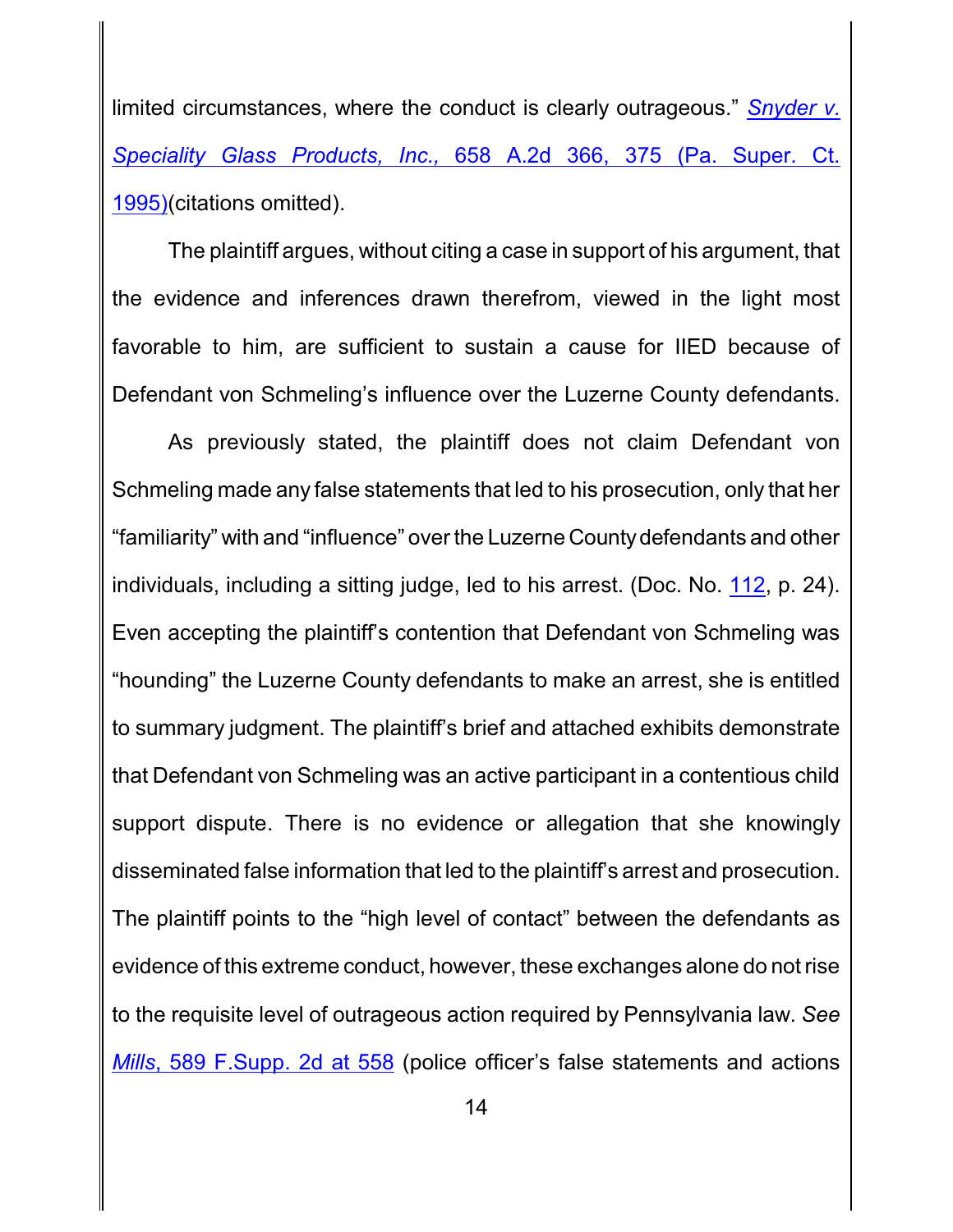limited circumstances, where the conduct is clearly outrageous." *Snyder v. Speciality Glass Products, Inc.*, 658 A.2d 366, 375 (Pa. Super. Ct. 1995)(citations omitted).

The plaintiff argues, without citing a case in support of his argument, that the evidence and inferences drawn therefrom, viewed in the light most favorable to him, are sufficient to sustain a cause for IIED because of Defendant von Schmeling's influence over the Luzerne County defendants.

As previously stated, the plaintiff does not claim Defendant von Schmeling made any false statements that led to his prosecution, only that her "familiarity" with and "influence" over the Luzerne County defendants and other individuals, including a sitting judge, led to his arrest. (Doc. No. 112, p. 24). Even accepting the plaintiff's contention that Defendant von Schmeling was "hounding" the Luzerne County defendants to make an arrest, she is entitled to summary judgment. The plaintiff's brief and attached exhibits demonstrate that Defendant von Schmeling was an active participant in a contentious child support dispute. There is no evidence or allegation that she knowingly disseminated false information that led to the plaintiff's arrest and prosecution. The plaintiff points to the "high level of contact" between the defendants as evidence of this extreme conduct, however, these exchanges alone do not rise to the requisite level of outrageous action required by Pennsylvania law. *See* *Mills*, 589 F.Supp. 2d at 558 (police officer's false statements and actions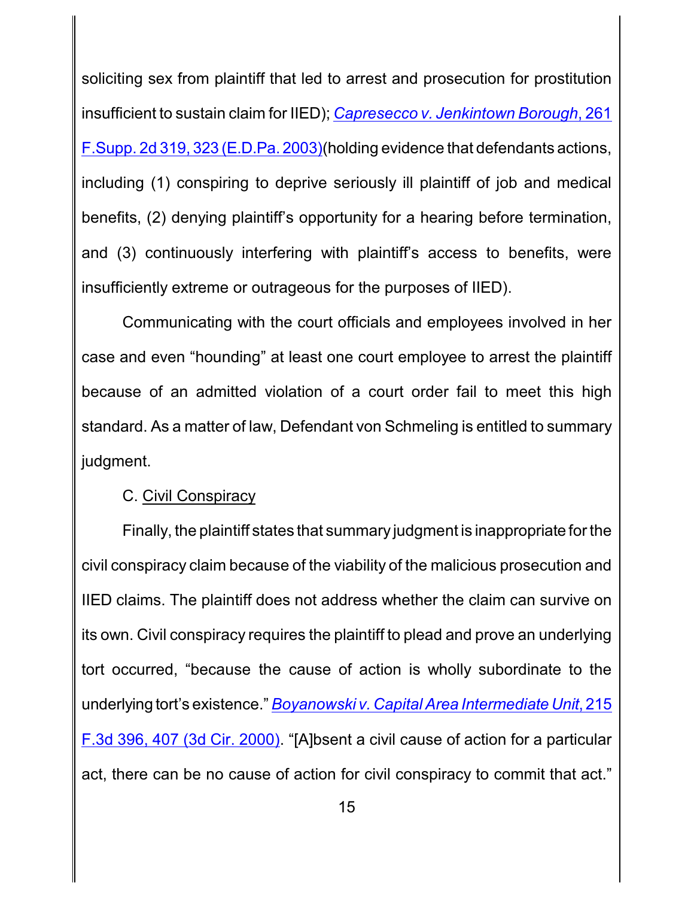soliciting sex from plaintiff that led to arrest and prosecution for prostitution insufficient to sustain claim for IIED); *Capresecco v. Jenkintown Borough*, 261 F.Supp. 2d 319, 323 (E.D.Pa. 2003)(holding evidence that defendants actions, including (1) conspiring to deprive seriously ill plaintiff of job and medical benefits, (2) denying plaintiff's opportunity for a hearing before termination, and (3) continuously interfering with plaintiff's access to benefits, were insufficiently extreme or outrageous for the purposes of IIED).

Communicating with the court officials and employees involved in her case and even "hounding" at least one court employee to arrest the plaintiff because of an admitted violation of a court order fail to meet this high standard. As a matter of law, Defendant von Schmeling is entitled to summary judgment.

C. Civil Conspiracy

Finally, the plaintiff states that summary judgment is inappropriate for the civil conspiracy claim because of the viability of the malicious prosecution and IIED claims. The plaintiff does not address whether the claim can survive on its own. Civil conspiracy requires the plaintiff to plead and prove an underlying tort occurred, "because the cause of action is wholly subordinate to the underlying tort's existence." *Boyanowski v. Capital Area Intermediate Unit*, 215 F.3d 396, 407 (3d Cir. 2000). "[A]bsent a civil cause of action for a particular act, there can be no cause of action for civil conspiracy to commit that act."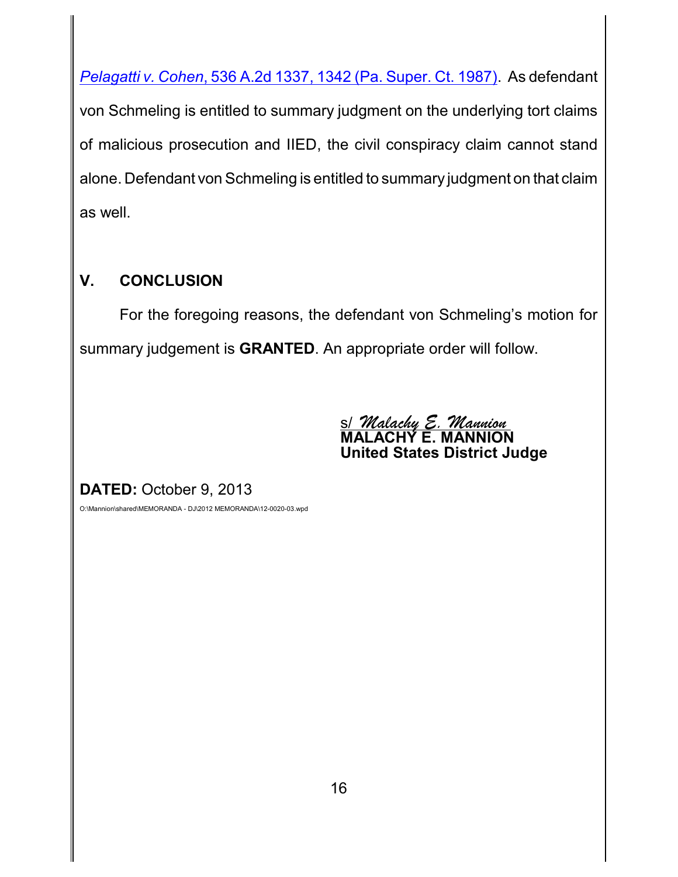*Pelagatti v. Cohen*, 536 A.2d 1337, 1342 (Pa. Super. Ct. 1987). As defendant von Schmeling is entitled to summary judgment on the underlying tort claims of malicious prosecution and IIED, the civil conspiracy claim cannot stand alone. Defendant von Schmeling is entitled to summary judgment on that claim as well.

## V. CONCLUSION

For the foregoing reasons, the defendant von Schmeling's motion for summary judgement is **GRANTED**. An appropriate order will follow.

s/ *Malachy E. Mannion*
**MALACHY E. MANNION**
**United States District Judge**

**DATED:** October 9, 2013

O:\Mannion\shared\MEMORANDA - DJ\2012 MEMORANDA\12-0020-03.wpd